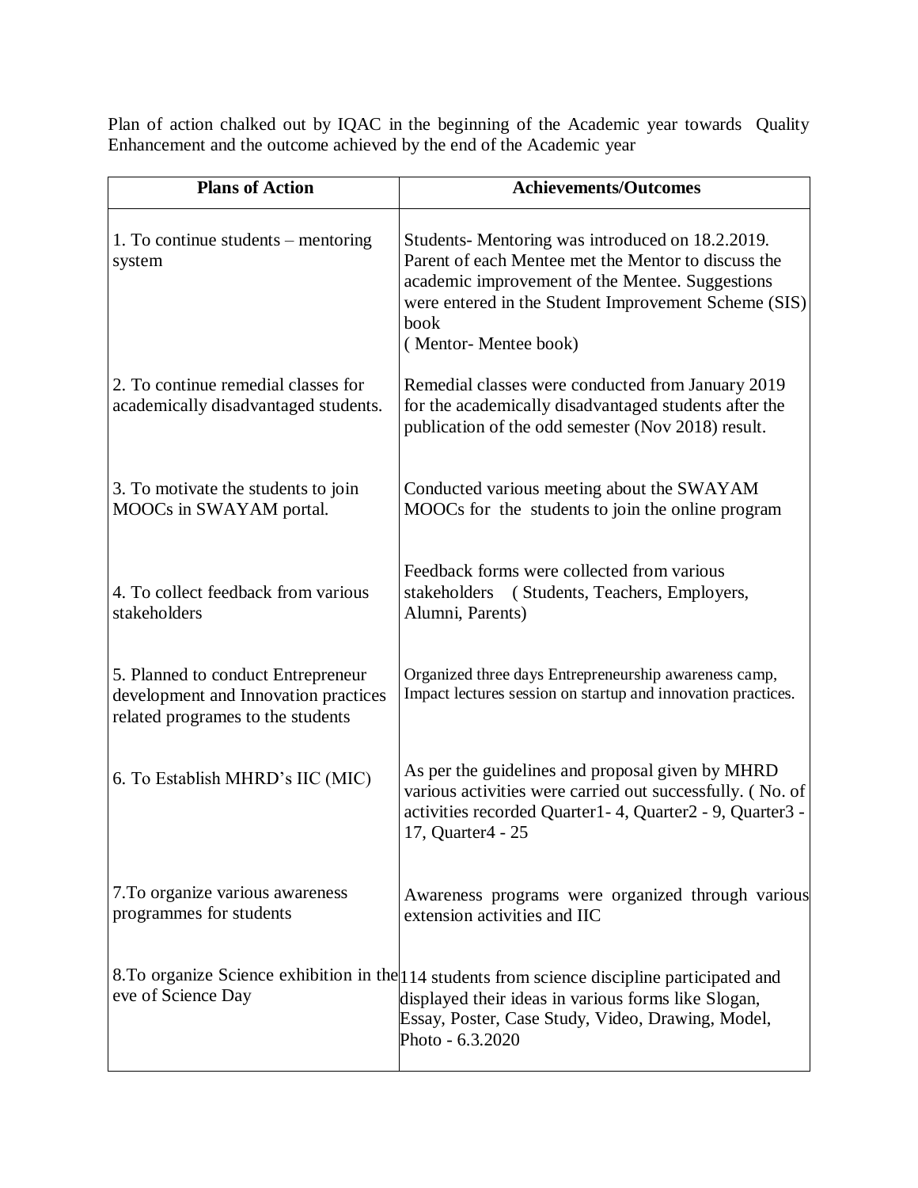Plan of action chalked out by IQAC in the beginning of the Academic year towards Quality Enhancement and the outcome achieved by the end of the Academic year

| Plans of Action | Achievements/Outcomes |
|---|---|
| 1. To continue students – mentoring system | Students- Mentoring was introduced on 18.2.2019. Parent of each Mentee met the Mentor to discuss the academic improvement of the Mentee. Suggestions were entered in the Student Improvement Scheme (SIS) book ( Mentor- Mentee book) |
| 2. To continue remedial classes for academically disadvantaged students. | Remedial classes were conducted from January 2019 for the academically disadvantaged students after the publication of the odd semester (Nov 2018) result. |
| 3. To motivate the students to join MOOCs in SWAYAM portal. | Conducted various meeting about the SWAYAM MOOCs for the students to join the online program |
| 4. To collect feedback from various stakeholders | Feedback forms were collected from various stakeholders ( Students, Teachers, Employers, Alumni, Parents) |
| 5. Planned to conduct Entrepreneur development and Innovation practices related programes to the students | Organized three days Entrepreneurship awareness camp, Impact lectures session on startup and innovation practices. |
| 6. To Establish MHRD's IIC (MIC) | As per the guidelines and proposal given by MHRD various activities were carried out successfully. ( No. of activities recorded Quarter1- 4, Quarter2 - 9, Quarter3 - 17, Quarter4 - 25 |
| 7.To organize various awareness programmes for students | Awareness programs were organized through various extension activities and IIC |
| 8.To organize Science exhibition in the eve of Science Day | 114 students from science discipline participated and displayed their ideas in various forms like Slogan, Essay, Poster, Case Study, Video, Drawing, Model, Photo - 6.3.2020 |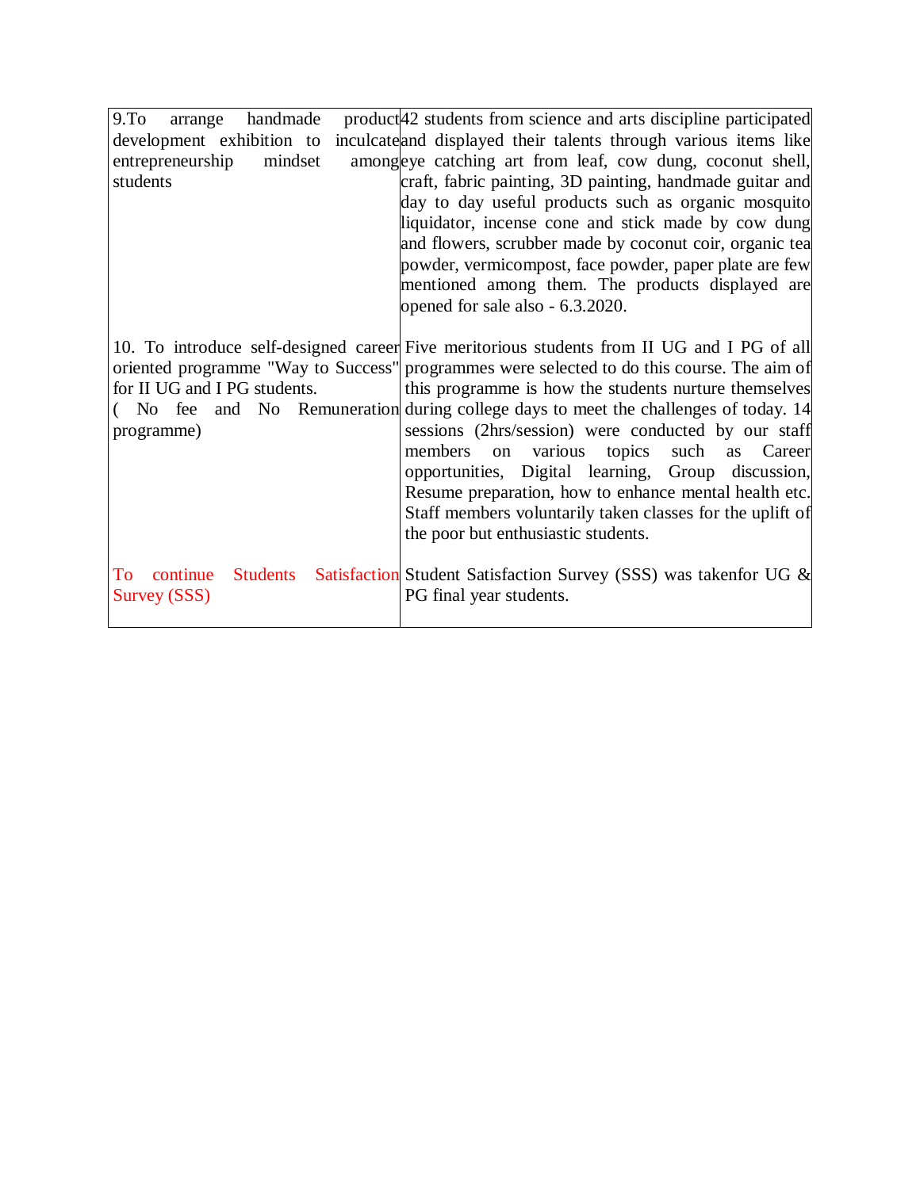| | |
|---|---|
| 9.To arrange handmade product development exhibition to inculcate entrepreneurship mindset among students | 42 students from science and arts discipline participated and displayed their talents through various items like eye catching art from leaf, cow dung, coconut shell, craft, fabric painting, 3D painting, handmade guitar and day to day useful products such as organic mosquito liquidator, incense cone and stick made by cow dung and flowers, scrubber made by coconut coir, organic tea powder, vermicompost, face powder, paper plate are few mentioned among them. The products displayed are opened for sale also - 6.3.2020. |
| 10. To introduce self-designed career oriented programme "Way to Success" for II UG and I PG students. ( No fee and No Remuneration programme) | Five meritorious students from II UG and I PG of all programmes were selected to do this course. The aim of this programme is how the students nurture themselves during college days to meet the challenges of today. 14 sessions (2hrs/session) were conducted by our staff members on various topics such as Career opportunities, Digital learning, Group discussion, Resume preparation, how to enhance mental health etc. Staff members voluntarily taken classes for the uplift of the poor but enthusiastic students. |
| To continue Students Satisfaction Survey (SSS) | Student Satisfaction Survey (SSS) was takenfor UG & PG final year students. |